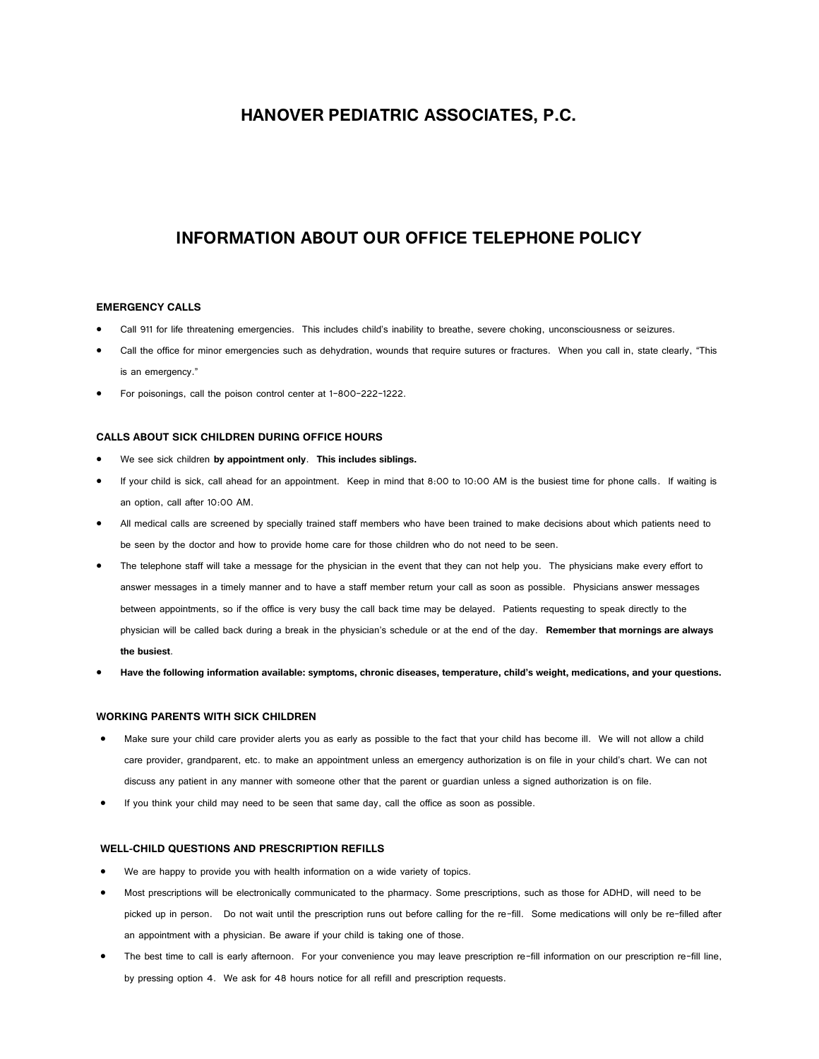# HANOVER PEDIATRIC ASSOCIATES, P.C.

## INFORMATION ABOUT OUR OFFICE TELEPHONE POLICY

### EMERGENCY CALLS

- Call 911 for life threatening emergencies. This includes child's inability to breathe, severe choking, unconsciousness or seizures.
- Call the office for minor emergencies such as dehydration, wounds that require sutures or fractures. When you call in, state clearly, "This is an emergency."
- For poisonings, call the poison control center at 1-800-222-1222.

### CALLS ABOUT SICK CHILDREN DURING OFFICE HOURS

- We see sick children **by appointment only**. **This includes siblings.**
- If your child is sick, call ahead for an appointment. Keep in mind that 8:00 to 10:00 AM is the busiest time for phone calls. If waiting is an option, call after 10:00 AM.
- All medical calls are screened by specially trained staff members who have been trained to make decisions about which patients need to be seen by the doctor and how to provide home care for those children who do not need to be seen.
- The telephone staff will take a message for the physician in the event that they can not help you. The physicians make every effort to answer messages in a timely manner and to have a staff member return your call as soon as possible. Physicians answer messages between appointments, so if the office is very busy the call back time may be delayed. Patients requesting to speak directly to the physician will be called back during a break in the physician's schedule or at the end of the day. **Remember that mornings are always the busiest**.
- **Have the following information available: symptoms, chronic diseases, temperature, child's weight, medications, and your questions.**

### WORKING PARENTS WITH SICK CHILDREN

- Make sure your child care provider alerts you as early as possible to the fact that your child has become ill. We will not allow a child care provider, grandparent, etc. to make an appointment unless an emergency authorization is on file in your child's chart. We can not discuss any patient in any manner with someone other that the parent or guardian unless a signed authorization is on file.
- If you think your child may need to be seen that same day, call the office as soon as possible.

### WELL-CHILD QUESTIONS AND PRESCRIPTION REFILLS

- We are happy to provide you with health information on a wide variety of topics.
- Most prescriptions will be electronically communicated to the pharmacy. Some prescriptions, such as those for ADHD, will need to be picked up in person. Do not wait until the prescription runs out before calling for the re-fill. Some medications will only be re-filled after an appointment with a physician. Be aware if your child is taking one of those.
- The best time to call is early afternoon. For your convenience you may leave prescription re-fill information on our prescription re-fill line, by pressing option 4. We ask for 48 hours notice for all refill and prescription requests.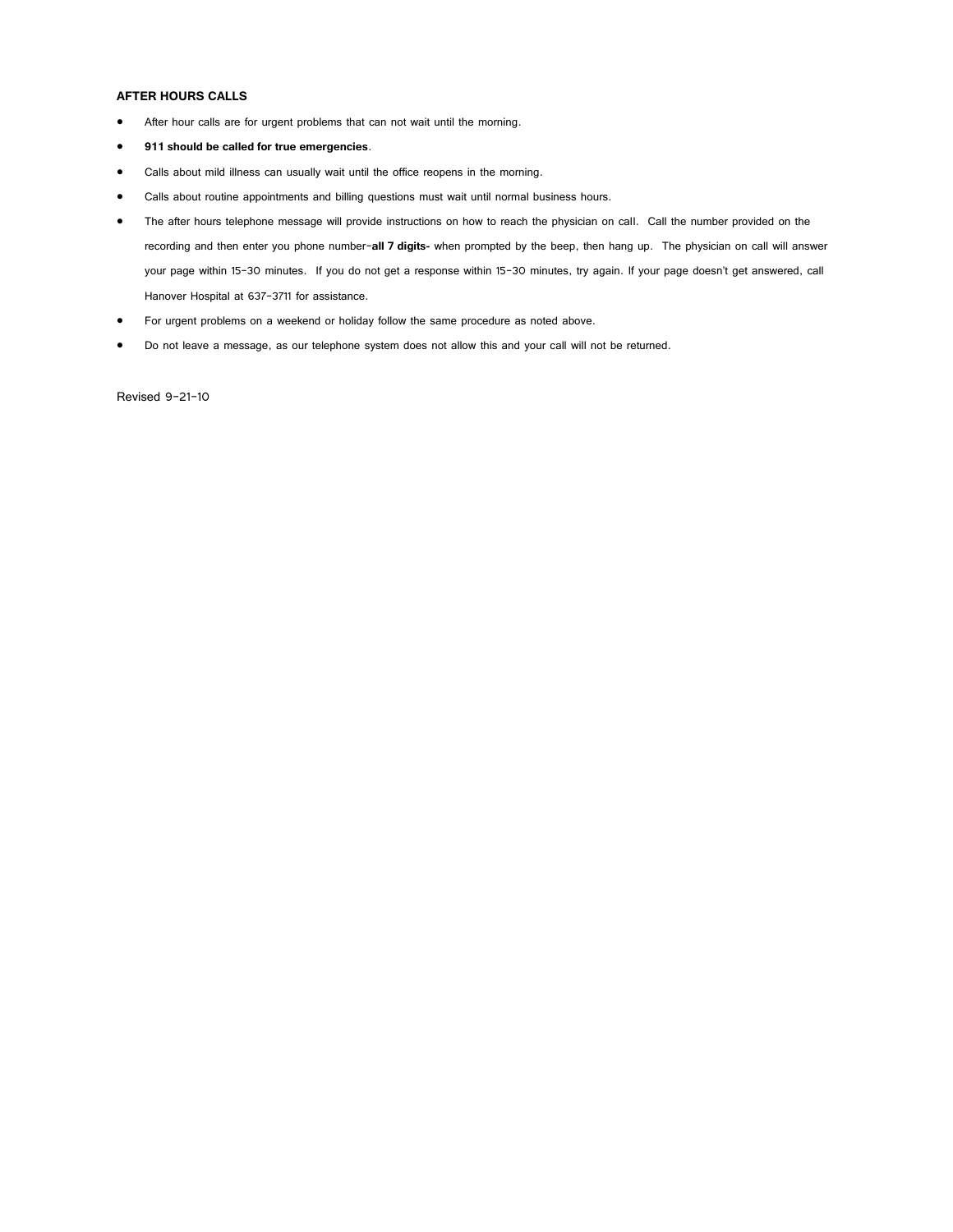**AFTER HOURS CALLS**

- After hour calls are for urgent problems that can not wait until the morning.
- **911 should be called for true emergencies**.
- Calls about mild illness can usually wait until the office reopens in the morning.
- Calls about routine appointments and billing questions must wait until normal business hours.
- The after hours telephone message will provide instructions on how to reach the physician on call. Call the number provided on the recording and then enter you phone number-**all 7 digits-** when prompted by the beep, then hang up. The physician on call will answer your page within 15-30 minutes. If you do not get a response within 15-30 minutes, try again. If your page doesn't get answered, call Hanover Hospital at 637-3711 for assistance.
- For urgent problems on a weekend or holiday follow the same procedure as noted above.
- Do not leave a message, as our telephone system does not allow this and your call will not be returned.

Revised 9-21-10